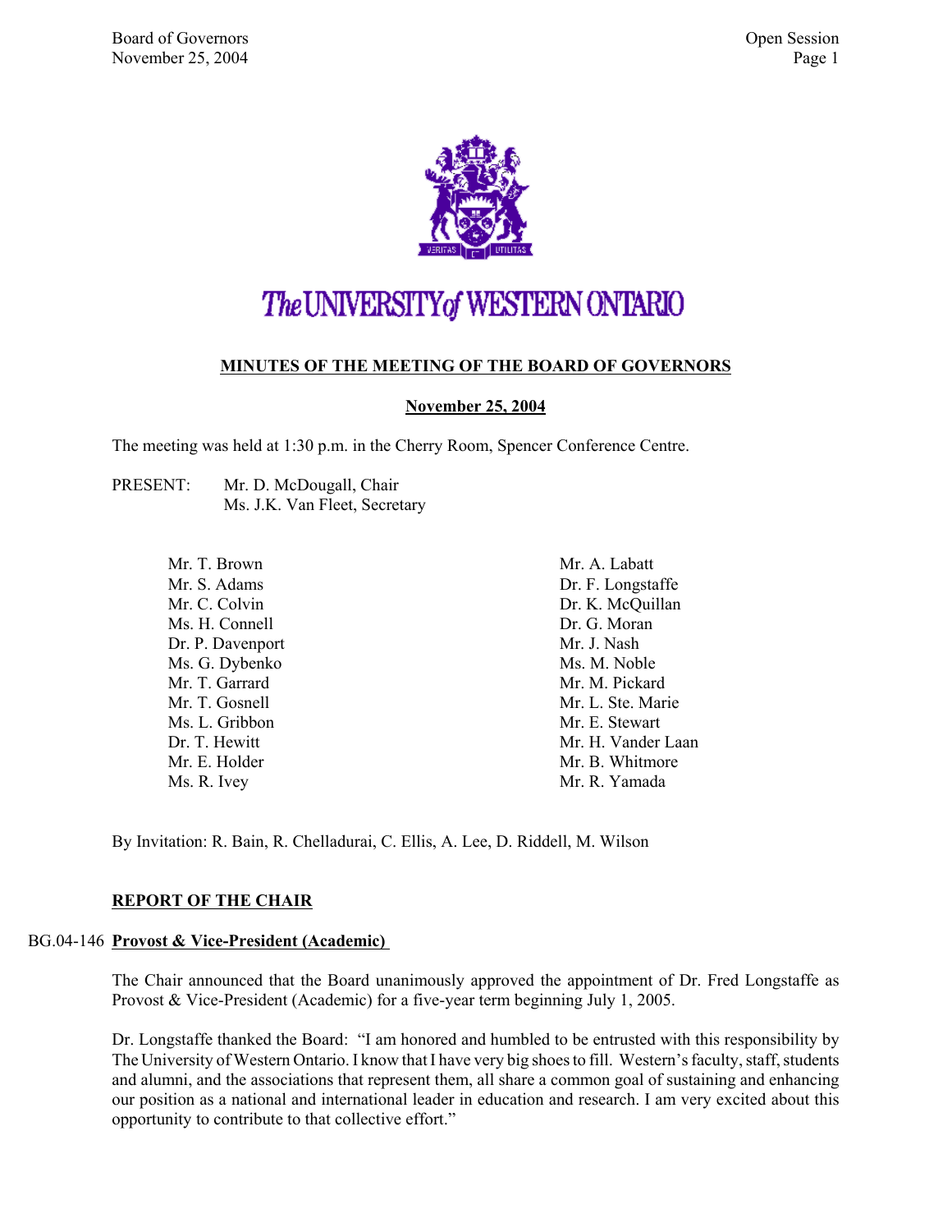# The UNIVERSITY of WESTERN ONTARIO

## MINUTES OF THE MEETING OF THE BOARD OF GOVERNORS

**November 25, 2004**

The meeting was held at 1:30 p.m. in the Cherry Room, Spencer Conference Centre.

PRESENT: Mr. D. McDougall, Chair
Ms. J.K. Van Fleet, Secretary

Mr. T. Brown
Mr. S. Adams
Mr. C. Colvin
Ms. H. Connell
Dr. P. Davenport
Ms. G. Dybenko
Mr. T. Garrard
Mr. T. Gosnell
Ms. L. Gribbon
Dr. T. Hewitt
Mr. E. Holder
Ms. R. Ivey
Mr. A. Labatt
Dr. F. Longstaffe
Dr. K. McQuillan
Dr. G. Moran
Mr. J. Nash
Ms. M. Noble
Mr. M. Pickard
Mr. L. Ste. Marie
Mr. E. Stewart
Mr. H. Vander Laan
Mr. B. Whitmore
Mr. R. Yamada

By Invitation: R. Bain, R. Chelladurai, C. Ellis, A. Lee, D. Riddell, M. Wilson

## REPORT OF THE CHAIR

### BG.04-146 Provost & Vice-President (Academic)

The Chair announced that the Board unanimously approved the appointment of Dr. Fred Longstaffe as Provost & Vice-President (Academic) for a five-year term beginning July 1, 2005.

Dr. Longstaffe thanked the Board: "I am honored and humbled to be entrusted with this responsibility by The University of Western Ontario. I know that I have very big shoes to fill. Western's faculty, staff, students and alumni, and the associations that represent them, all share a common goal of sustaining and enhancing our position as a national and international leader in education and research. I am very excited about this opportunity to contribute to that collective effort."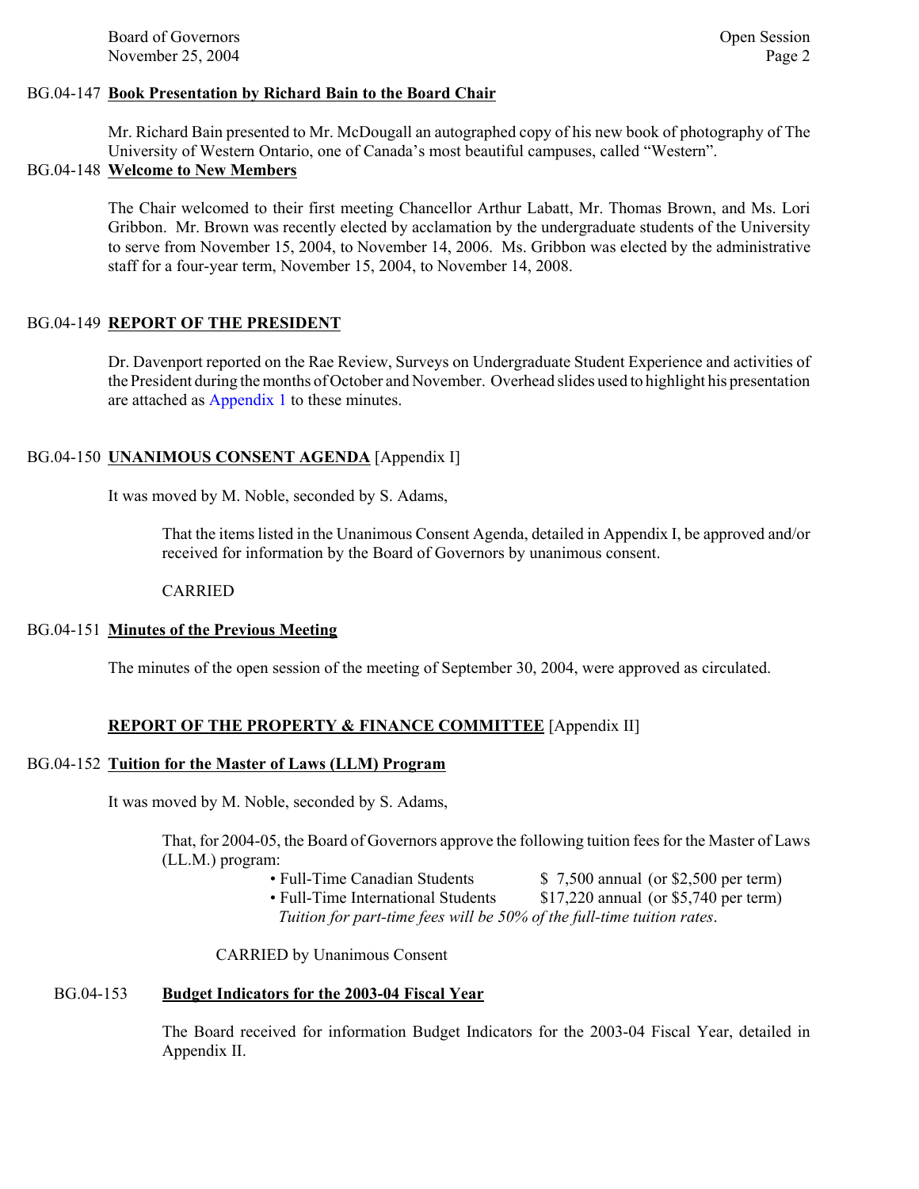BG.04-147 **Book Presentation by Richard Bain to the Board Chair**

Mr. Richard Bain presented to Mr. McDougall an autographed copy of his new book of photography of The University of Western Ontario, one of Canada's most beautiful campuses, called "Western".

BG.04-148 **Welcome to New Members**

The Chair welcomed to their first meeting Chancellor Arthur Labatt, Mr. Thomas Brown, and Ms. Lori Gribbon. Mr. Brown was recently elected by acclamation by the undergraduate students of the University to serve from November 15, 2004, to November 14, 2006. Ms. Gribbon was elected by the administrative staff for a four-year term, November 15, 2004, to November 14, 2008.

BG.04-149 **REPORT OF THE PRESIDENT**

Dr. Davenport reported on the Rae Review, Surveys on Undergraduate Student Experience and activities of the President during the months of October and November. Overhead slides used to highlight his presentation are attached as Appendix 1 to these minutes.

BG.04-150 **UNANIMOUS CONSENT AGENDA** [Appendix I]

It was moved by M. Noble, seconded by S. Adams,

> That the items listed in the Unanimous Consent Agenda, detailed in Appendix I, be approved and/or received for information by the Board of Governors by unanimous consent.
>
> CARRIED

BG.04-151 **Minutes of the Previous Meeting**

The minutes of the open session of the meeting of September 30, 2004, were approved as circulated.

**REPORT OF THE PROPERTY & FINANCE COMMITTEE** [Appendix II]

BG.04-152 **Tuition for the Master of Laws (LLM) Program**

It was moved by M. Noble, seconded by S. Adams,

> That, for 2004-05, the Board of Governors approve the following tuition fees for the Master of Laws (LL.M.) program:
>
> - Full-Time Canadian Students $ 7,500 annual (or $2,500 per term)
> - Full-Time International Students $17,220 annual (or $5,740 per term)
>
> *Tuition for part-time fees will be 50% of the full-time tuition rates*.
>
> CARRIED by Unanimous Consent

BG.04-153 **Budget Indicators for the 2003-04 Fiscal Year**

The Board received for information Budget Indicators for the 2003-04 Fiscal Year, detailed in Appendix II.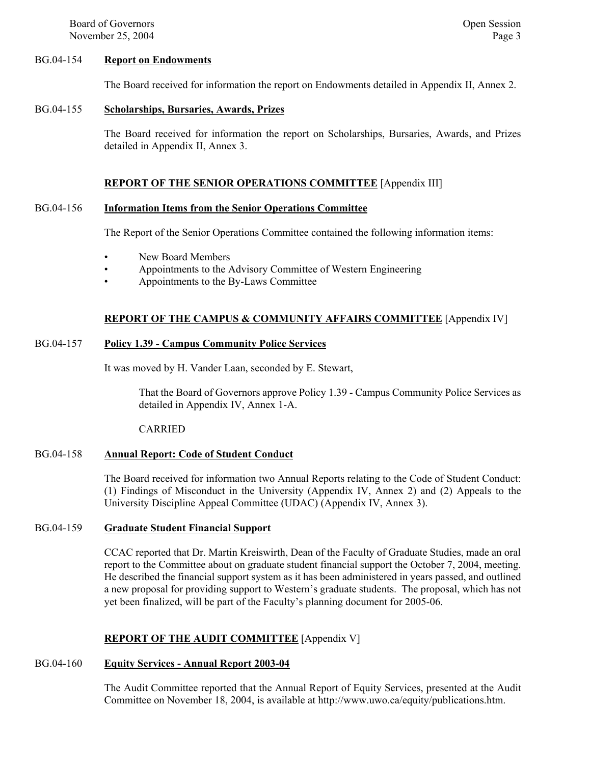BG.04-154 **Report on Endowments**

The Board received for information the report on Endowments detailed in Appendix II, Annex 2.

BG.04-155 **Scholarships, Bursaries, Awards, Prizes**

The Board received for information the report on Scholarships, Bursaries, Awards, and Prizes detailed in Appendix II, Annex 3.

## REPORT OF THE SENIOR OPERATIONS COMMITTEE [Appendix III]

BG.04-156 **Information Items from the Senior Operations Committee**

The Report of the Senior Operations Committee contained the following information items:

- New Board Members
- Appointments to the Advisory Committee of Western Engineering
- Appointments to the By-Laws Committee

## REPORT OF THE CAMPUS & COMMUNITY AFFAIRS COMMITTEE [Appendix IV]

BG.04-157 **Policy 1.39 - Campus Community Police Services**

It was moved by H. Vander Laan, seconded by E. Stewart,

> That the Board of Governors approve Policy 1.39 - Campus Community Police Services as detailed in Appendix IV, Annex 1-A.
>
> CARRIED

BG.04-158 **Annual Report: Code of Student Conduct**

The Board received for information two Annual Reports relating to the Code of Student Conduct: (1) Findings of Misconduct in the University (Appendix IV, Annex 2) and (2) Appeals to the University Discipline Appeal Committee (UDAC) (Appendix IV, Annex 3).

BG.04-159 **Graduate Student Financial Support**

CCAC reported that Dr. Martin Kreiswirth, Dean of the Faculty of Graduate Studies, made an oral report to the Committee about on graduate student financial support the October 7, 2004, meeting. He described the financial support system as it has been administered in years passed, and outlined a new proposal for providing support to Western's graduate students. The proposal, which has not yet been finalized, will be part of the Faculty's planning document for 2005-06.

## REPORT OF THE AUDIT COMMITTEE [Appendix V]

BG.04-160 **Equity Services - Annual Report 2003-04**

The Audit Committee reported that the Annual Report of Equity Services, presented at the Audit Committee on November 18, 2004, is available at http://www.uwo.ca/equity/publications.htm.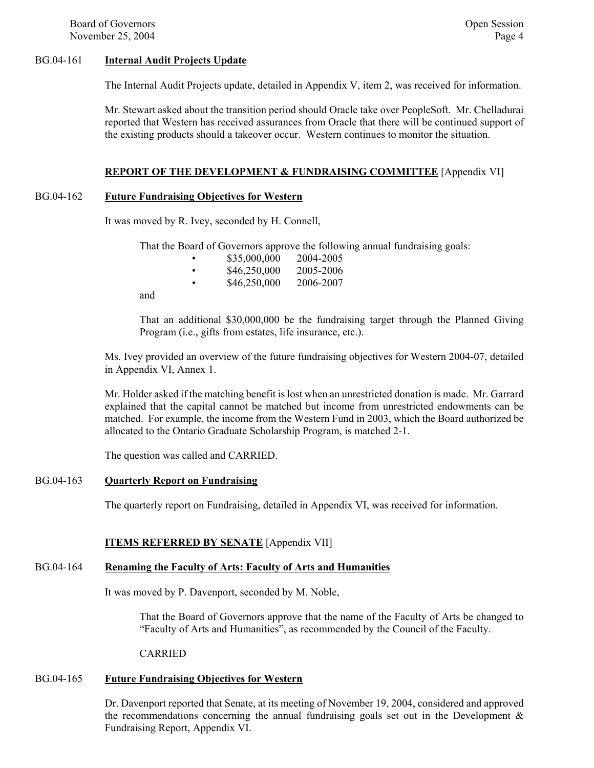BG.04-161 **Internal Audit Projects Update**

The Internal Audit Projects update, detailed in Appendix V, item 2, was received for information.

Mr. Stewart asked about the transition period should Oracle take over PeopleSoft. Mr. Chelladurai reported that Western has received assurances from Oracle that there will be continued support of the existing products should a takeover occur. Western continues to monitor the situation.

**REPORT OF THE DEVELOPMENT & FUNDRAISING COMMITTEE** [Appendix VI]

BG.04-162 **Future Fundraising Objectives for Western**

It was moved by R. Ivey, seconded by H. Connell,

> That the Board of Governors approve the following annual fundraising goals:
>
> - $35,000,000 2004-2005
> - $46,250,000 2005-2006
> - $46,250,000 2006-2007
>
> and
>
> That an additional $30,000,000 be the fundraising target through the Planned Giving Program (i.e., gifts from estates, life insurance, etc.).

Ms. Ivey provided an overview of the future fundraising objectives for Western 2004-07, detailed in Appendix VI, Annex 1.

Mr. Holder asked if the matching benefit is lost when an unrestricted donation is made. Mr. Garrard explained that the capital cannot be matched but income from unrestricted endowments can be matched. For example, the income from the Western Fund in 2003, which the Board authorized be allocated to the Ontario Graduate Scholarship Program, is matched 2-1.

The question was called and CARRIED.

BG.04-163 **Quarterly Report on Fundraising**

The quarterly report on Fundraising, detailed in Appendix VI, was received for information.

**ITEMS REFERRED BY SENATE** [Appendix VII]

BG.04-164 **Renaming the Faculty of Arts: Faculty of Arts and Humanities**

It was moved by P. Davenport, seconded by M. Noble,

> That the Board of Governors approve that the name of the Faculty of Arts be changed to "Faculty of Arts and Humanities", as recommended by the Council of the Faculty.
>
> CARRIED

BG.04-165 **Future Fundraising Objectives for Western**

Dr. Davenport reported that Senate, at its meeting of November 19, 2004, considered and approved the recommendations concerning the annual fundraising goals set out in the Development & Fundraising Report, Appendix VI.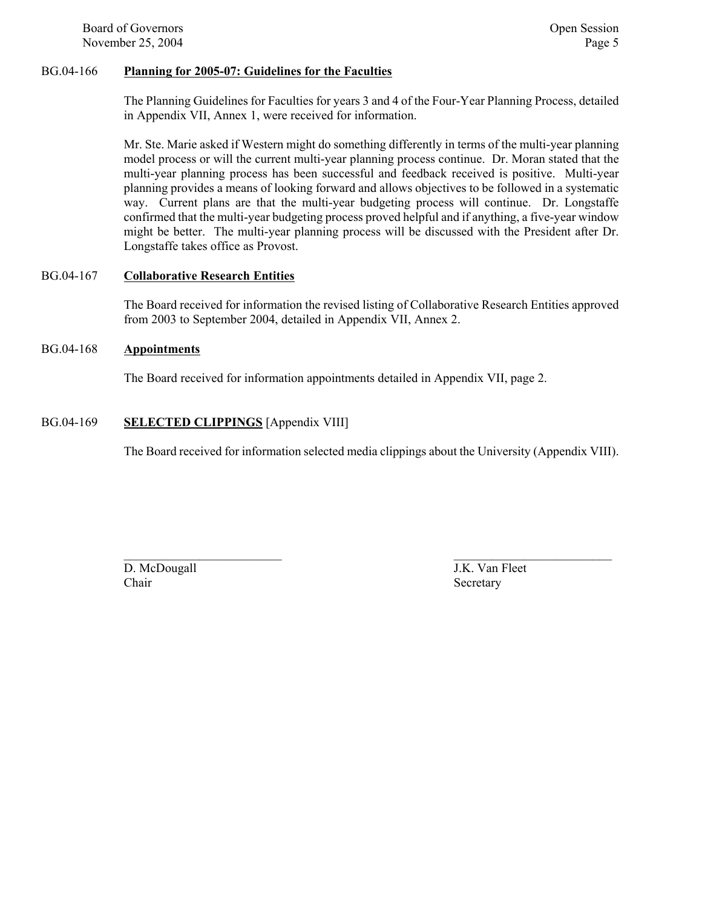BG.04-166 **Planning for 2005-07: Guidelines for the Faculties**

The Planning Guidelines for Faculties for years 3 and 4 of the Four-Year Planning Process, detailed in Appendix VII, Annex 1, were received for information.

Mr. Ste. Marie asked if Western might do something differently in terms of the multi-year planning model process or will the current multi-year planning process continue. Dr. Moran stated that the multi-year planning process has been successful and feedback received is positive. Multi-year planning provides a means of looking forward and allows objectives to be followed in a systematic way. Current plans are that the multi-year budgeting process will continue. Dr. Longstaffe confirmed that the multi-year budgeting process proved helpful and if anything, a five-year window might be better. The multi-year planning process will be discussed with the President after Dr. Longstaffe takes office as Provost.

BG.04-167 **Collaborative Research Entities**

The Board received for information the revised listing of Collaborative Research Entities approved from 2003 to September 2004, detailed in Appendix VII, Annex 2.

BG.04-168 **Appointments**

The Board received for information appointments detailed in Appendix VII, page 2.

BG.04-169 **SELECTED CLIPPINGS** [Appendix VIII]

The Board received for information selected media clippings about the University (Appendix VIII).

D. McDougall
Chair

J.K. Van Fleet
Secretary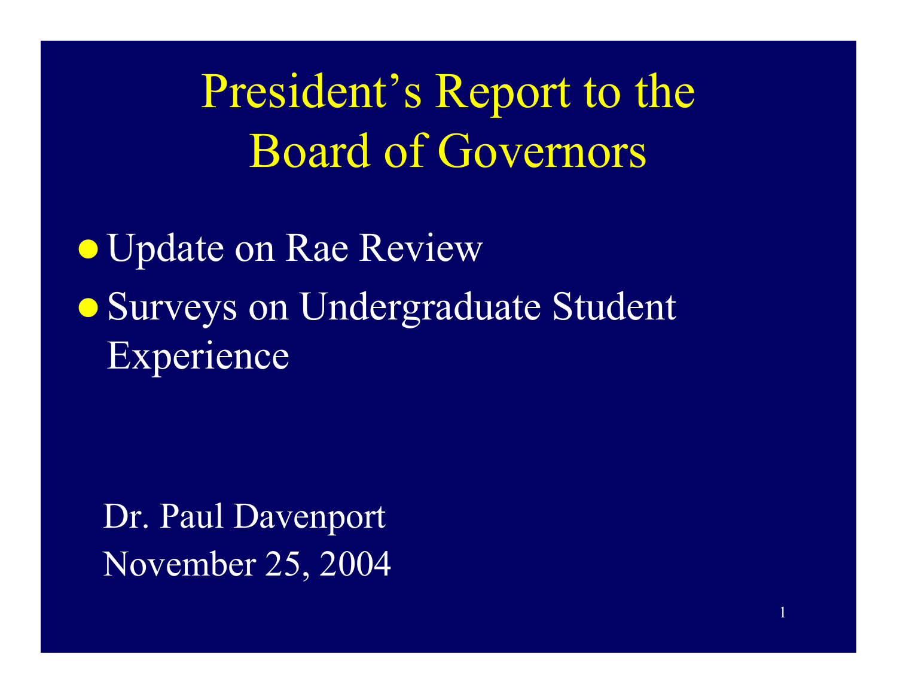# President's Report to the Board of Governors

- Update on Rae Review
- Surveys on Undergraduate Student Experience

Dr. Paul Davenport

November 25, 2004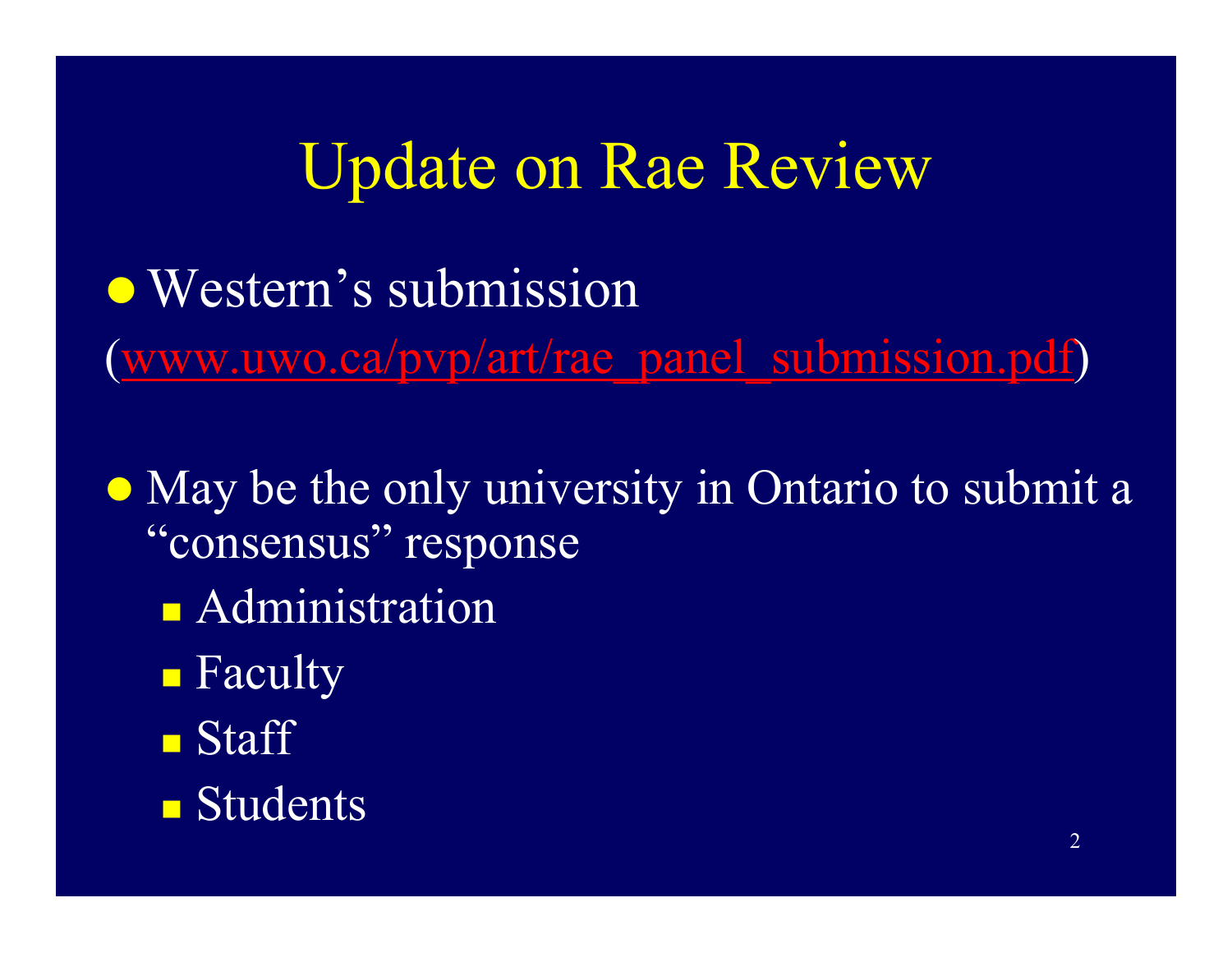# Update on Rae Review

- Western's submission
(www.uwo.ca/pvp/art/rae_panel_submission.pdf)

- May be the only university in Ontario to submit a "consensus" response
  - Administration
  - Faculty
  - Staff
  - Students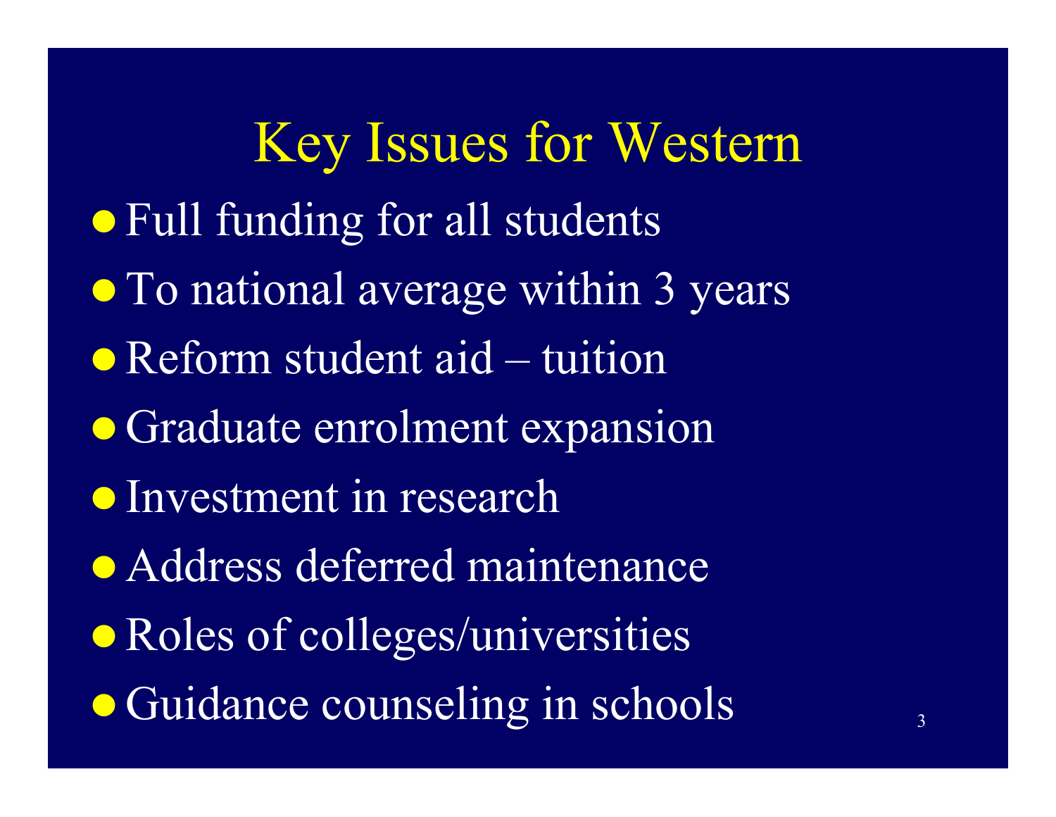# Key Issues for Western

- Full funding for all students
- To national average within 3 years
- Reform student aid – tuition
- Graduate enrolment expansion
- Investment in research
- Address deferred maintenance
- Roles of colleges/universities
- Guidance counseling in schools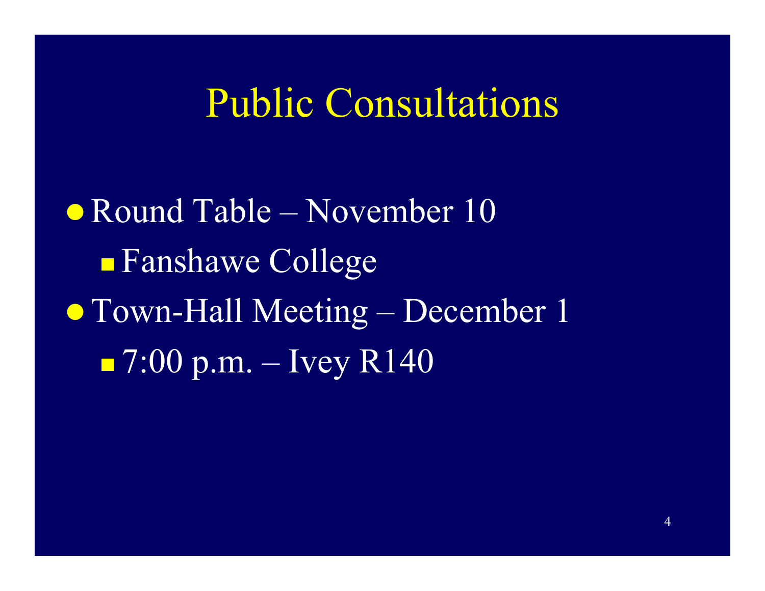# Public Consultations

- Round Table – November 10
  - Fanshawe College
- Town-Hall Meeting – December 1
  - 7:00 p.m. – Ivey R140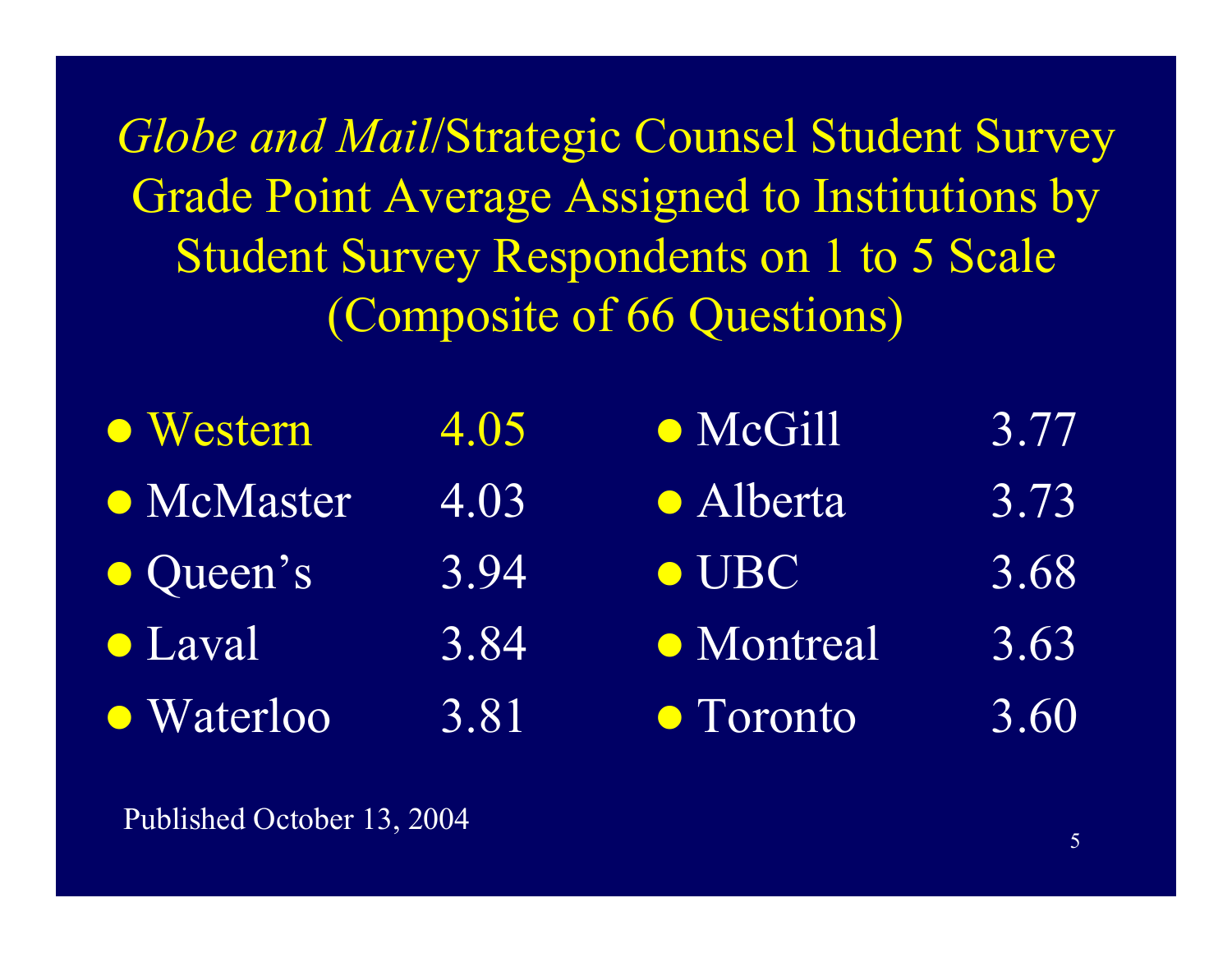# *Globe and Mail*/Strategic Counsel Student Survey Grade Point Average Assigned to Institutions by Student Survey Respondents on 1 to 5 Scale (Composite of 66 Questions)

- Western 4.05
- McMaster 4.03
- Queen's 3.94
- Laval 3.84
- Waterloo 3.81
- McGill 3.77
- Alberta 3.73
- UBC 3.68
- Montreal 3.63
- Toronto 3.60

Published October 13, 2004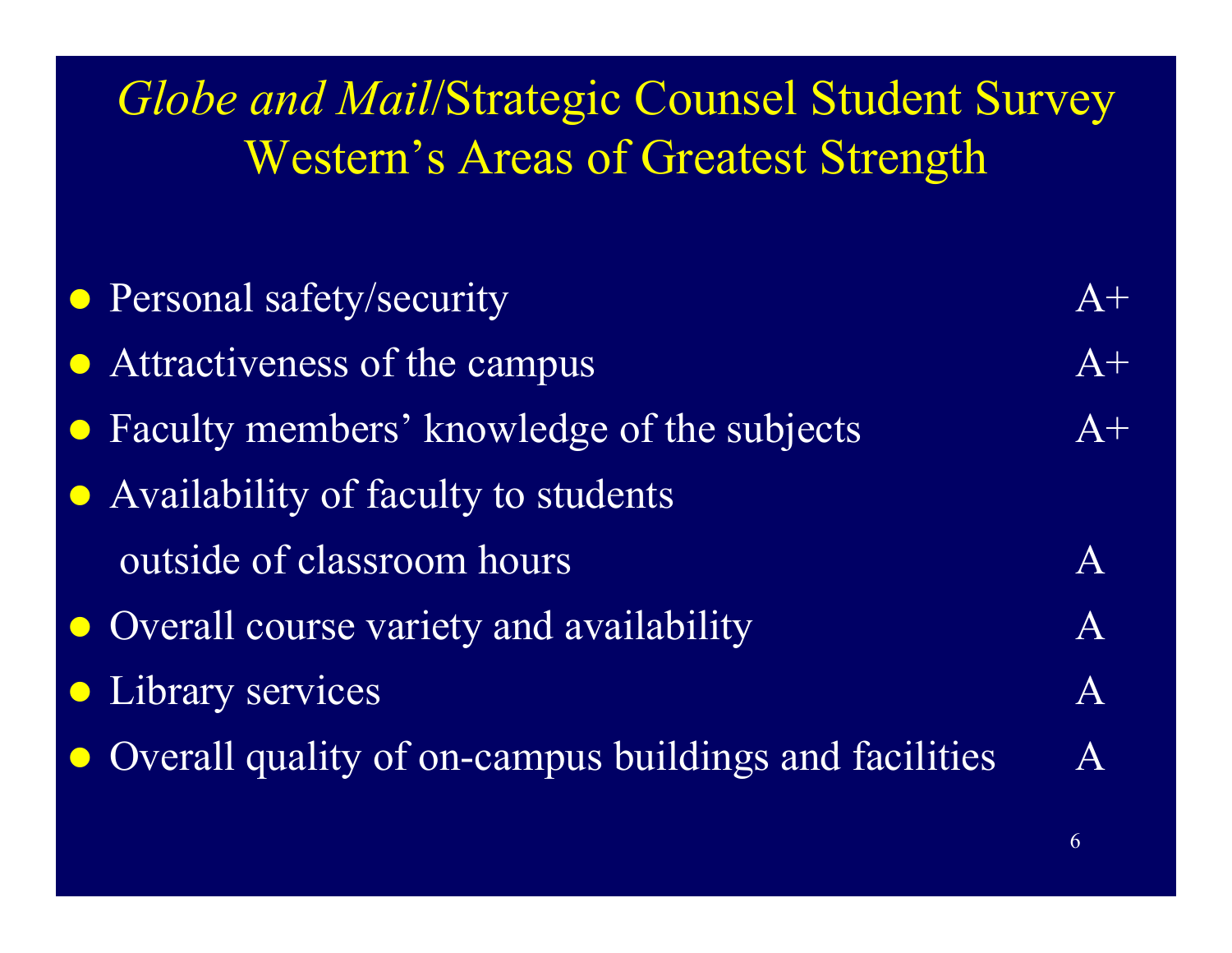# *Globe and Mail*/Strategic Counsel Student Survey Western's Areas of Greatest Strength

- Personal safety/security A+
- Attractiveness of the campus A+
- Faculty members' knowledge of the subjects A+
- Availability of faculty to students outside of classroom hours A
- Overall course variety and availability A
- Library services A
- Overall quality of on-campus buildings and facilities A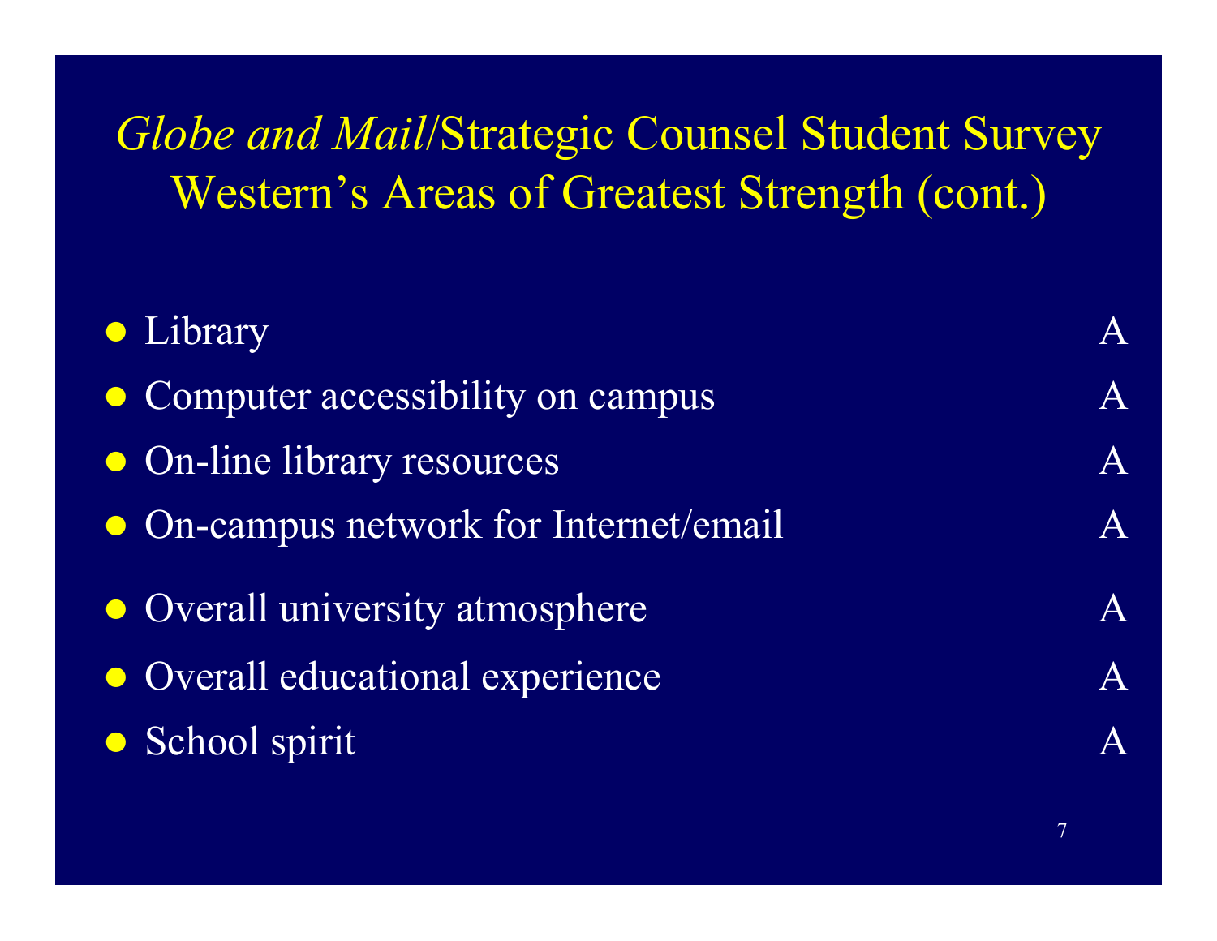# *Globe and Mail*/Strategic Counsel Student Survey Western's Areas of Greatest Strength (cont.)

| | |
|---|---|
| Library | A |
| Computer accessibility on campus | A |
| On-line library resources | A |
| On-campus network for Internet/email | A |
| Overall university atmosphere | A |
| Overall educational experience | A |
| School spirit | A |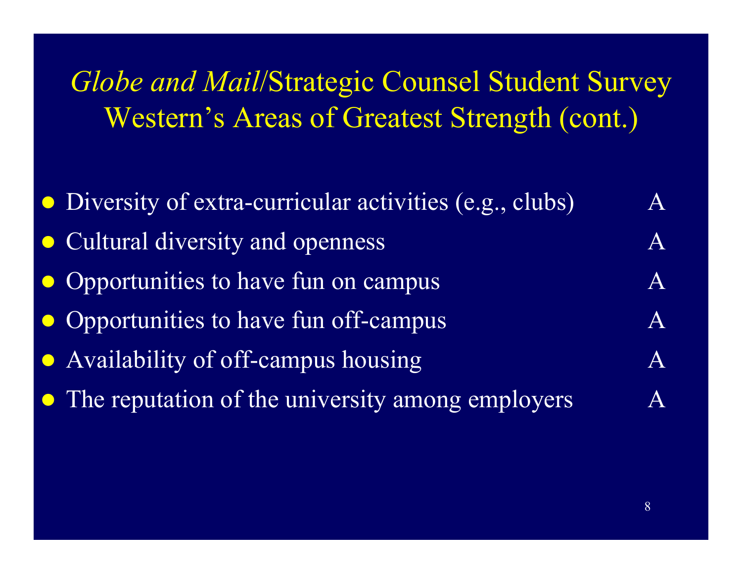# *Globe and Mail*/Strategic Counsel Student Survey Western's Areas of Greatest Strength (cont.)

| | |
|---|---|
| Diversity of extra-curricular activities (e.g., clubs) | A |
| Cultural diversity and openness | A |
| Opportunities to have fun on campus | A |
| Opportunities to have fun off-campus | A |
| Availability of off-campus housing | A |
| The reputation of the university among employers | A |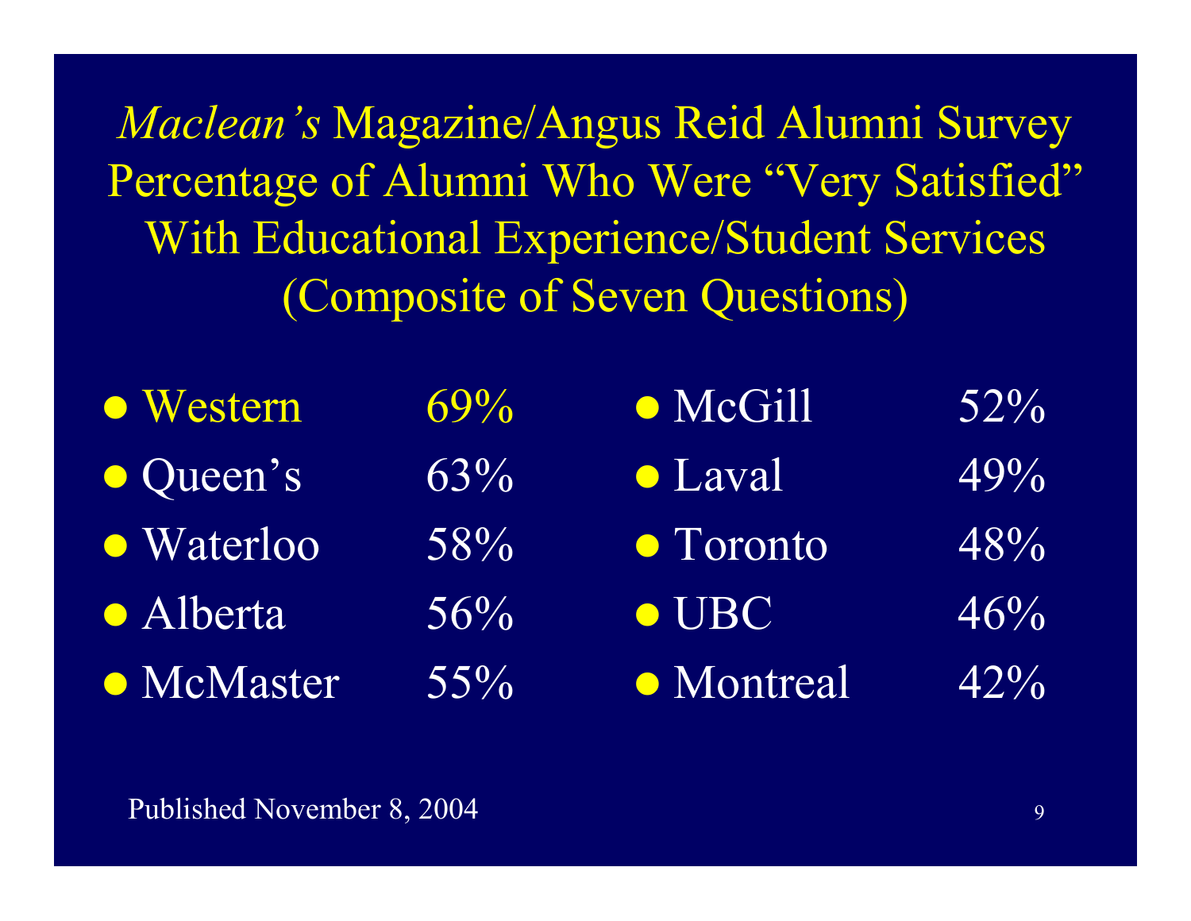# *Maclean's* Magazine/Angus Reid Alumni Survey Percentage of Alumni Who Were "Very Satisfied" With Educational Experience/Student Services (Composite of Seven Questions)

- Western 69%
- Queen's 63%
- Waterloo 58%
- Alberta 56%
- McMaster 55%
- McGill 52%
- Laval 49%
- Toronto 48%
- UBC 46%
- Montreal 42%

Published November 8, 2004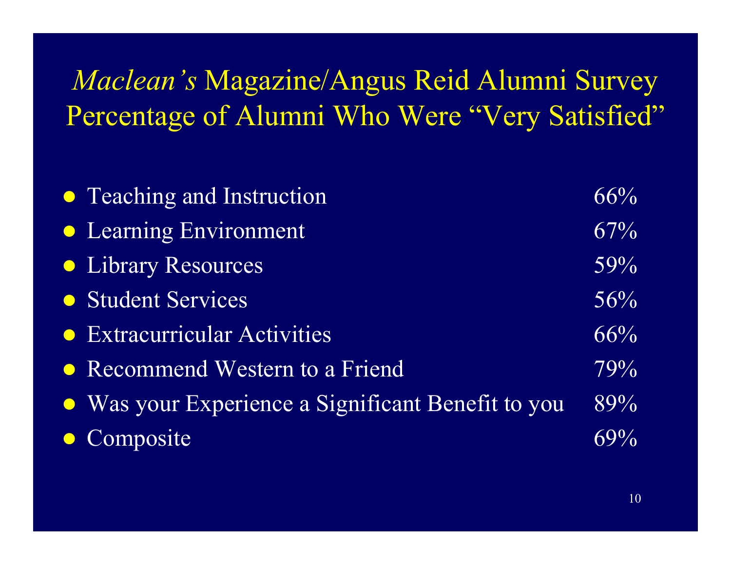# *Maclean's* Magazine/Angus Reid Alumni Survey Percentage of Alumni Who Were "Very Satisfied"

| | |
|---|---|
| Teaching and Instruction | 66% |
| Learning Environment | 67% |
| Library Resources | 59% |
| Student Services | 56% |
| Extracurricular Activities | 66% |
| Recommend Western to a Friend | 79% |
| Was your Experience a Significant Benefit to you | 89% |
| Composite | 69% |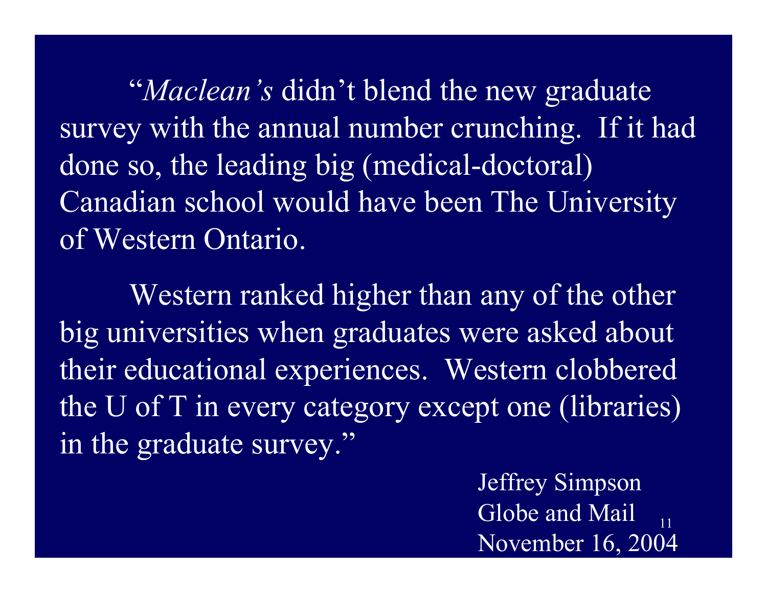"*Maclean's* didn't blend the new graduate survey with the annual number crunching. If it had done so, the leading big (medical-doctoral) Canadian school would have been The University of Western Ontario.

Western ranked higher than any of the other big universities when graduates were asked about their educational experiences. Western clobbered the U of T in every category except one (libraries) in the graduate survey."

Jeffrey Simpson
Globe and Mail
November 16, 2004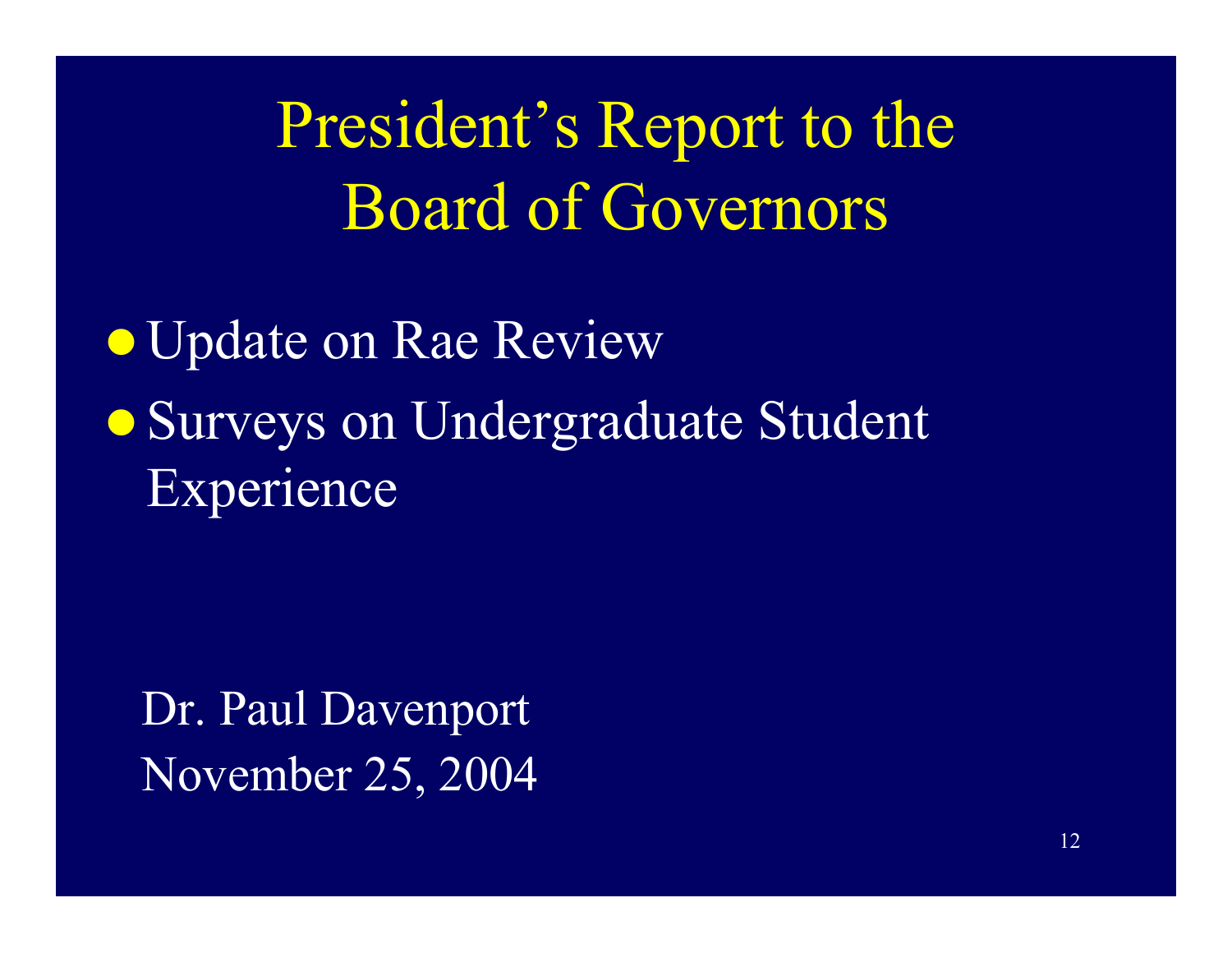# President's Report to the Board of Governors

- Update on Rae Review
- Surveys on Undergraduate Student Experience

Dr. Paul Davenport
November 25, 2004